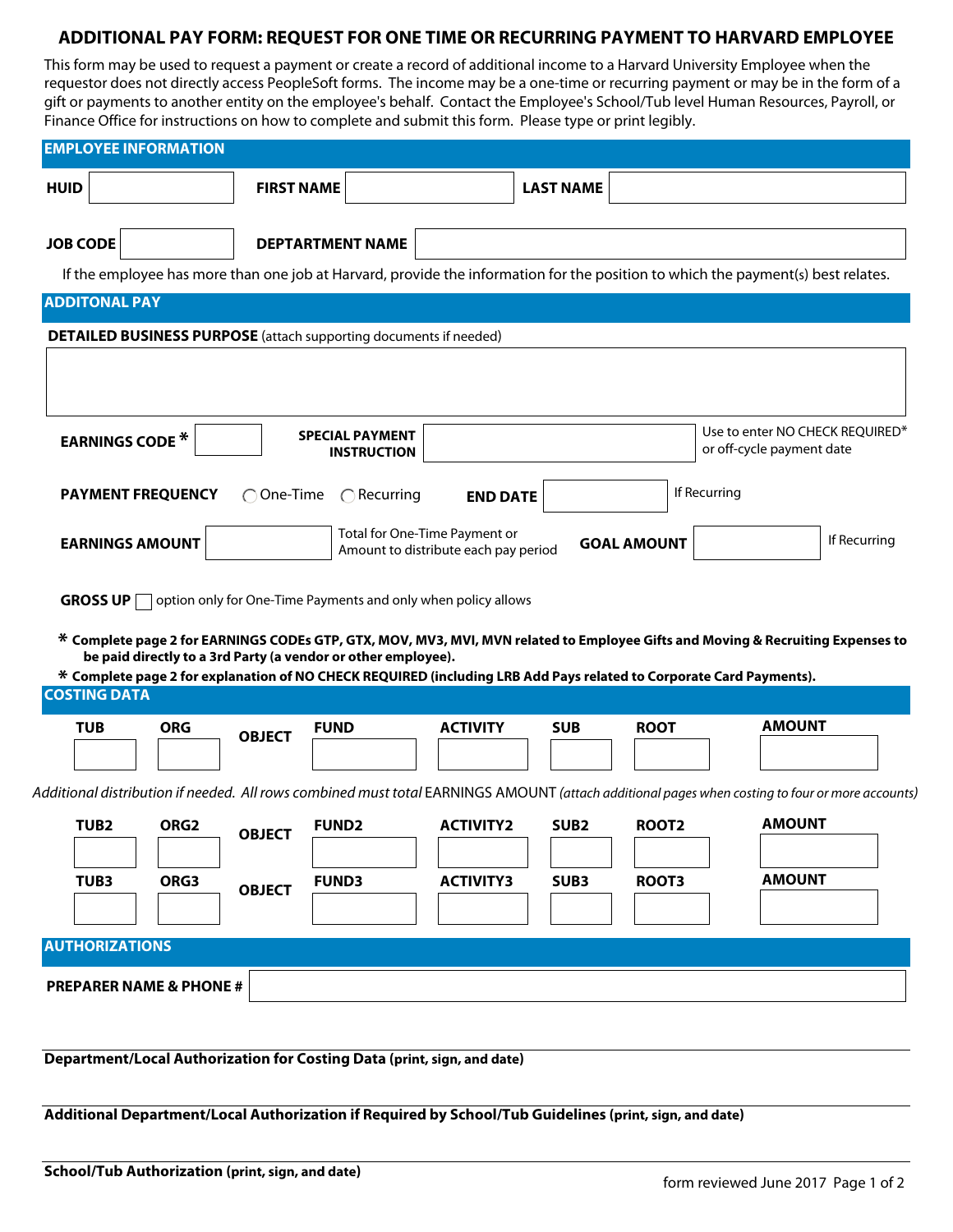# ADDITIONAL PAY FORM: REQUEST FOR ONE TIME OR RECURRING PAYMENT TO HARVARD EMPLOYEE

This form may be used to request a payment or create a record of additional income to a Harvard University Employee when the requestor does not directly access PeopleSoft forms. The income may be a one-time or recurring payment or may be in the form of a gift or payments to another entity on the employee's behalf. Contact the Employee's School/Tub level Human Resources, Payroll, or Finance Office for instructions on how to complete and submit this form. Please type or print legibly.

## EMPLOYEE INFORMATION

**HUID** ______ **FIRST NAME** ______ **LAST NAME** ______

**JOB CODE** ______ **DEPTARTMENT NAME** ______

If the employee has more than one job at Harvard, provide the information for the position to which the payment(s) best relates.

## ADDITONAL PAY

**DETAILED BUSINESS PURPOSE** (attach supporting documents if needed)

______

**EARNINGS CODE *** ______ **SPECIAL PAYMENT INSTRUCTION** ______ Use to enter NO CHECK REQUIRED* or off-cycle payment date

**PAYMENT FREQUENCY** ◯ One-Time ◯ Recurring **END DATE** ______ If Recurring

**EARNINGS AMOUNT** ______ Total for One-Time Payment or Amount to distribute each pay period **GOAL AMOUNT** ______ If Recurring

**GROSS UP** ☐ option only for One-Time Payments and only when policy allows

**\* Complete page 2 for EARNINGS CODEs GTP, GTX, MOV, MV3, MVI, MVN related to Employee Gifts and Moving & Recruiting Expenses to be paid directly to a 3rd Party (a vendor or other employee).**

**\* Complete page 2 for explanation of NO CHECK REQUIRED (including LRB Add Pays related to Corporate Card Payments).**

## COSTING DATA

| TUB | ORG | OBJECT | FUND | ACTIVITY | SUB | ROOT | AMOUNT |
|---|---|---|---|---|---|---|---|
| | | | | | | | |

*Additional distribution if needed. All rows combined must total* EARNINGS AMOUNT *(attach additional pages when costing to four or more accounts)*

| TUB2 | ORG2 | OBJECT | FUND2 | ACTIVITY2 | SUB2 | ROOT2 | AMOUNT |
|---|---|---|---|---|---|---|---|
| | | | | | | | |

| TUB3 | ORG3 | OBJECT | FUND3 | ACTIVITY3 | SUB3 | ROOT3 | AMOUNT |
|---|---|---|---|---|---|---|---|
| | | | | | | | |

## AUTHORIZATIONS

**PREPARER NAME & PHONE #** ______

______

**Department/Local Authorization for Costing Data (print, sign, and date)**

______

**Additional Department/Local Authorization if Required by School/Tub Guidelines (print, sign, and date)**

______

**School/Tub Authorization (print, sign, and date)**

form reviewed June 2017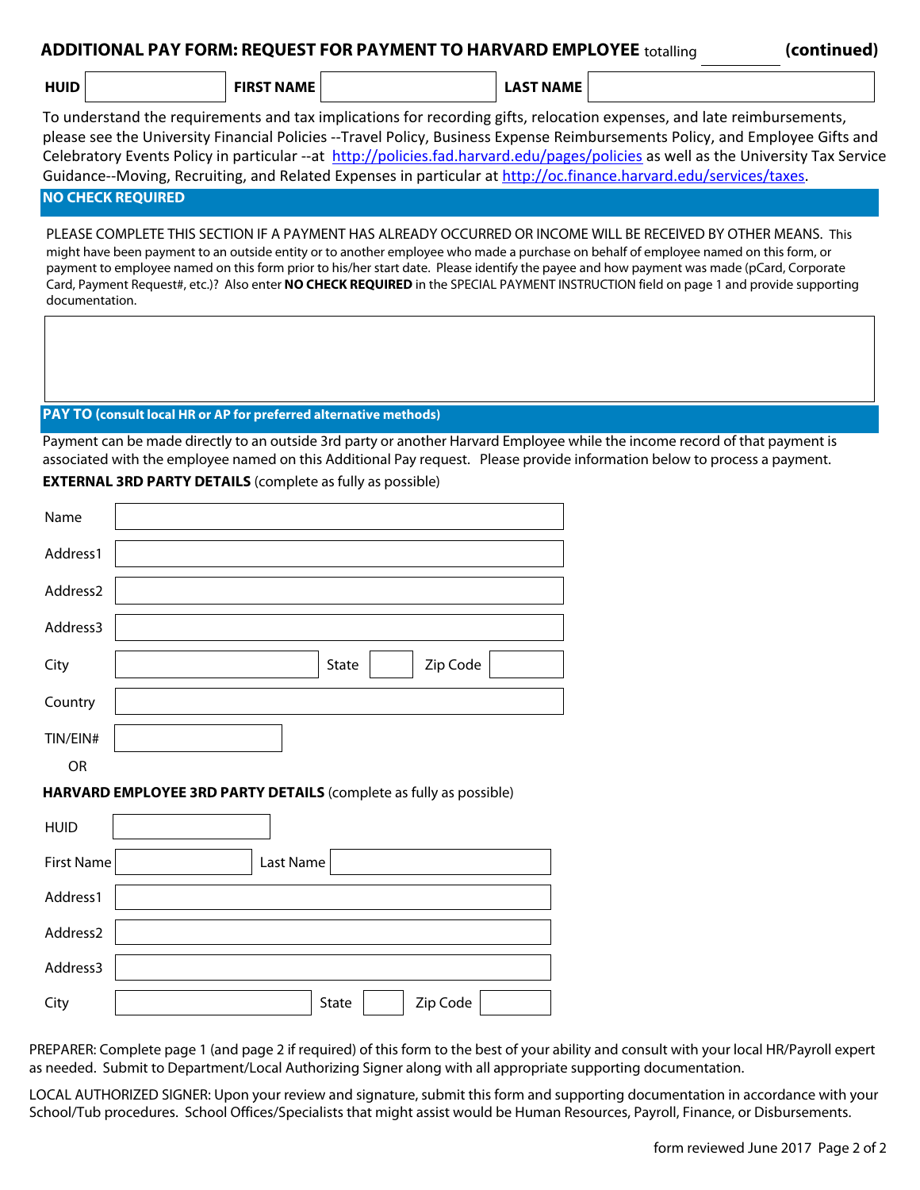## ADDITIONAL PAY FORM: REQUEST FOR PAYMENT TO HARVARD EMPLOYEE totalling ________ (continued)

| HUID | | FIRST NAME | | LAST NAME | |
|---|---|---|---|---|---|

To understand the requirements and tax implications for recording gifts, relocation expenses, and late reimbursements, please see the University Financial Policies --Travel Policy, Business Expense Reimbursements Policy, and Employee Gifts and Celebratory Events Policy in particular --at http://policies.fad.harvard.edu/pages/policies as well as the University Tax Service Guidance--Moving, Recruiting, and Related Expenses in particular at http://oc.finance.harvard.edu/services/taxes.

### NO CHECK REQUIRED

PLEASE COMPLETE THIS SECTION IF A PAYMENT HAS ALREADY OCCURRED OR INCOME WILL BE RECEIVED BY OTHER MEANS. This might have been payment to an outside entity or to another employee who made a purchase on behalf of employee named on this form, or payment to employee named on this form prior to his/her start date. Please identify the payee and how payment was made (pCard, Corporate Card, Payment Request#, etc.)? Also enter **NO CHECK REQUIRED** in the SPECIAL PAYMENT INSTRUCTION field on page 1 and provide supporting documentation.

### PAY TO (consult local HR or AP for preferred alternative methods)

Payment can be made directly to an outside 3rd party or another Harvard Employee while the income record of that payment is associated with the employee named on this Additional Pay request. Please provide information below to process a payment.

**EXTERNAL 3RD PARTY DETAILS** (complete as fully as possible)

Name

Address1

Address2

Address3

City ________ State ____ Zip Code ____

Country

TIN/EIN#

OR

**HARVARD EMPLOYEE 3RD PARTY DETAILS** (complete as fully as possible)

HUID

First Name ________ Last Name ________

Address1

Address2

Address3

City ________ State ____ Zip Code ____

PREPARER: Complete page 1 (and page 2 if required) of this form to the best of your ability and consult with your local HR/Payroll expert as needed. Submit to Department/Local Authorizing Signer along with all appropriate supporting documentation.

LOCAL AUTHORIZED SIGNER: Upon your review and signature, submit this form and supporting documentation in accordance with your School/Tub procedures. School Offices/Specialists that might assist would be Human Resources, Payroll, Finance, or Disbursements.

form reviewed June 2017